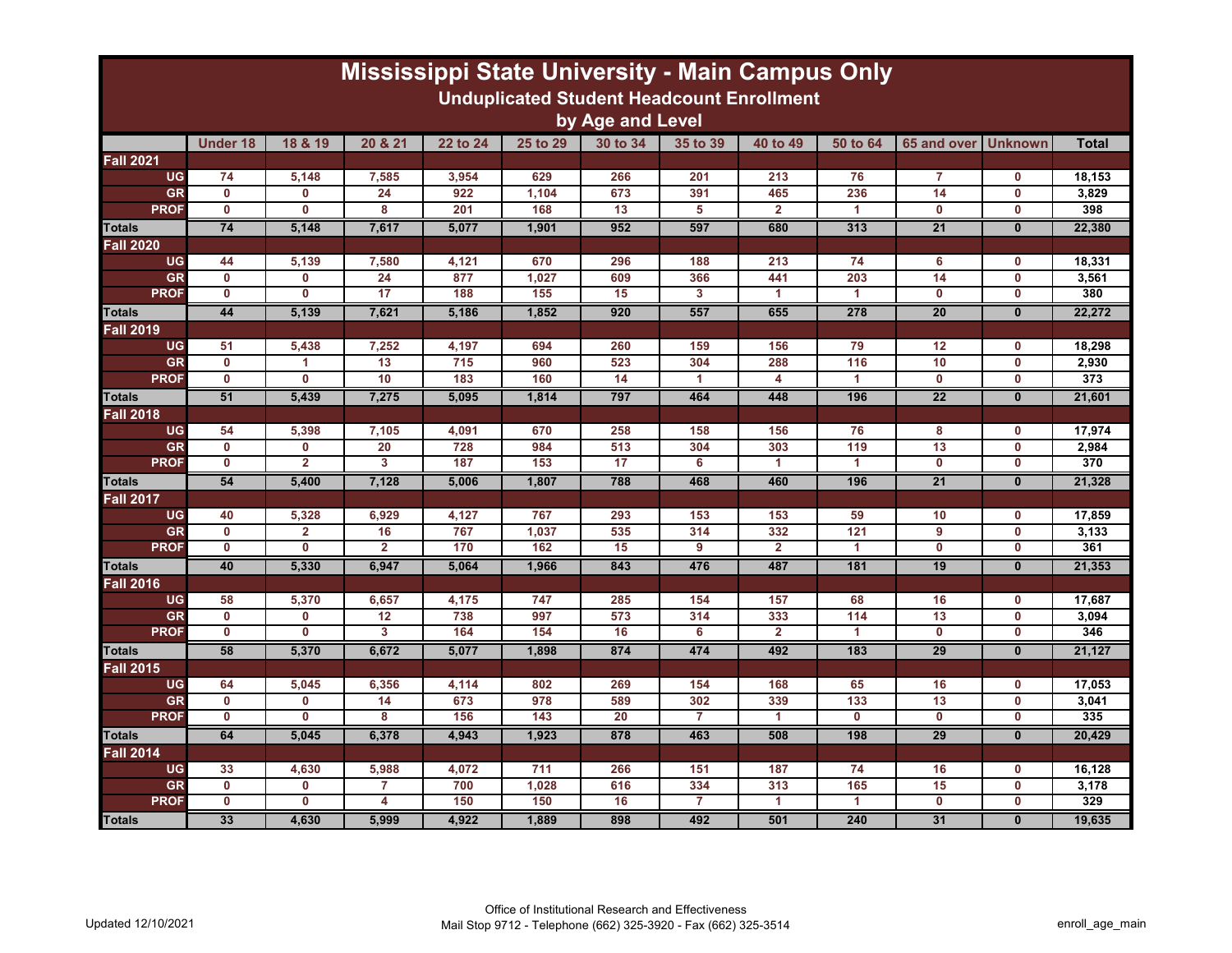# Mississippi State University - Main Campus Only

## Unduplicated Student Headcount Enrollment

### by Age and Level

| | Under 18 | 18 & 19 | 20 & 21 | 22 to 24 | 25 to 29 | 30 to 34 | 35 to 39 | 40 to 49 | 50 to 64 | 65 and over | Unknown | Total |
|---|---|---|---|---|---|---|---|---|---|---|---|---|
| **Fall 2021** | | | | | | | | | | | | |
| UG | 74 | 5,148 | 7,585 | 3,954 | 629 | 266 | 201 | 213 | 76 | 7 | 0 | 18,153 |
| GR | 0 | 0 | 24 | 922 | 1,104 | 673 | 391 | 465 | 236 | 14 | 0 | 3,829 |
| PROF | 0 | 0 | 8 | 201 | 168 | 13 | 5 | 2 | 1 | 0 | 0 | 398 |
| **Totals** | 74 | 5,148 | 7,617 | 5,077 | 1,901 | 952 | 597 | 680 | 313 | 21 | 0 | 22,380 |
| **Fall 2020** | | | | | | | | | | | | |
| UG | 44 | 5,139 | 7,580 | 4,121 | 670 | 296 | 188 | 213 | 74 | 6 | 0 | 18,331 |
| GR | 0 | 0 | 24 | 877 | 1,027 | 609 | 366 | 441 | 203 | 14 | 0 | 3,561 |
| PROF | 0 | 0 | 17 | 188 | 155 | 15 | 3 | 1 | 1 | 0 | 0 | 380 |
| **Totals** | 44 | 5,139 | 7,621 | 5,186 | 1,852 | 920 | 557 | 655 | 278 | 20 | 0 | 22,272 |
| **Fall 2019** | | | | | | | | | | | | |
| UG | 51 | 5,438 | 7,252 | 4,197 | 694 | 260 | 159 | 156 | 79 | 12 | 0 | 18,298 |
| GR | 0 | 1 | 13 | 715 | 960 | 523 | 304 | 288 | 116 | 10 | 0 | 2,930 |
| PROF | 0 | 0 | 10 | 183 | 160 | 14 | 1 | 4 | 1 | 0 | 0 | 373 |
| **Totals** | 51 | 5,439 | 7,275 | 5,095 | 1,814 | 797 | 464 | 448 | 196 | 22 | 0 | 21,601 |
| **Fall 2018** | | | | | | | | | | | | |
| UG | 54 | 5,398 | 7,105 | 4,091 | 670 | 258 | 158 | 156 | 76 | 8 | 0 | 17,974 |
| GR | 0 | 0 | 20 | 728 | 984 | 513 | 304 | 303 | 119 | 13 | 0 | 2,984 |
| PROF | 0 | 2 | 3 | 187 | 153 | 17 | 6 | 1 | 1 | 0 | 0 | 370 |
| **Totals** | 54 | 5,400 | 7,128 | 5,006 | 1,807 | 788 | 468 | 460 | 196 | 21 | 0 | 21,328 |
| **Fall 2017** | | | | | | | | | | | | |
| UG | 40 | 5,328 | 6,929 | 4,127 | 767 | 293 | 153 | 153 | 59 | 10 | 0 | 17,859 |
| GR | 0 | 2 | 16 | 767 | 1,037 | 535 | 314 | 332 | 121 | 9 | 0 | 3,133 |
| PROF | 0 | 0 | 2 | 170 | 162 | 15 | 9 | 2 | 1 | 0 | 0 | 361 |
| **Totals** | 40 | 5,330 | 6,947 | 5,064 | 1,966 | 843 | 476 | 487 | 181 | 19 | 0 | 21,353 |
| **Fall 2016** | | | | | | | | | | | | |
| UG | 58 | 5,370 | 6,657 | 4,175 | 747 | 285 | 154 | 157 | 68 | 16 | 0 | 17,687 |
| GR | 0 | 0 | 12 | 738 | 997 | 573 | 314 | 333 | 114 | 13 | 0 | 3,094 |
| PROF | 0 | 0 | 3 | 164 | 154 | 16 | 6 | 2 | 1 | 0 | 0 | 346 |
| **Totals** | 58 | 5,370 | 6,672 | 5,077 | 1,898 | 874 | 474 | 492 | 183 | 29 | 0 | 21,127 |
| **Fall 2015** | | | | | | | | | | | | |
| UG | 64 | 5,045 | 6,356 | 4,114 | 802 | 269 | 154 | 168 | 65 | 16 | 0 | 17,053 |
| GR | 0 | 0 | 14 | 673 | 978 | 589 | 302 | 339 | 133 | 13 | 0 | 3,041 |
| PROF | 0 | 0 | 8 | 156 | 143 | 20 | 7 | 1 | 0 | 0 | 0 | 335 |
| **Totals** | 64 | 5,045 | 6,378 | 4,943 | 1,923 | 878 | 463 | 508 | 198 | 29 | 0 | 20,429 |
| **Fall 2014** | | | | | | | | | | | | |
| UG | 33 | 4,630 | 5,988 | 4,072 | 711 | 266 | 151 | 187 | 74 | 16 | 0 | 16,128 |
| GR | 0 | 0 | 7 | 700 | 1,028 | 616 | 334 | 313 | 165 | 15 | 0 | 3,178 |
| PROF | 0 | 0 | 4 | 150 | 150 | 16 | 7 | 1 | 1 | 0 | 0 | 329 |
| **Totals** | 33 | 4,630 | 5,999 | 4,922 | 1,889 | 898 | 492 | 501 | 240 | 31 | 0 | 19,635 |

Updated 12/10/2021

Office of Institutional Research and Effectiveness
Mail Stop 9712 - Telephone (662) 325-3920 - Fax (662) 325-3514

enroll_age_main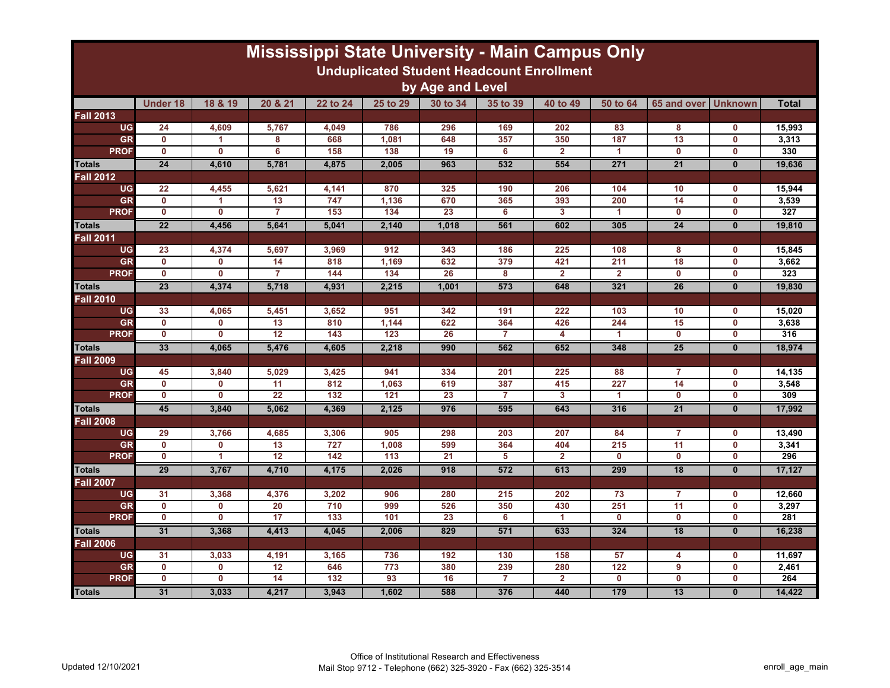# Mississippi State University - Main Campus Only

## Unduplicated Student Headcount Enrollment

## by Age and Level

| | Under 18 | 18 & 19 | 20 & 21 | 22 to 24 | 25 to 29 | 30 to 34 | 35 to 39 | 40 to 49 | 50 to 64 | 65 and over | Unknown | Total |
|---|---|---|---|---|---|---|---|---|---|---|---|---|
| **Fall 2013** | | | | | | | | | | | | |
| UG | 24 | 4,609 | 5,767 | 4,049 | 786 | 296 | 169 | 202 | 83 | 8 | 0 | 15,993 |
| GR | 0 | 1 | 8 | 668 | 1,081 | 648 | 357 | 350 | 187 | 13 | 0 | 3,313 |
| PROF | 0 | 0 | 6 | 158 | 138 | 19 | 6 | 2 | 1 | 0 | 0 | 330 |
| **Totals** | 24 | 4,610 | 5,781 | 4,875 | 2,005 | 963 | 532 | 554 | 271 | 21 | 0 | 19,636 |
| **Fall 2012** | | | | | | | | | | | | |
| UG | 22 | 4,455 | 5,621 | 4,141 | 870 | 325 | 190 | 206 | 104 | 10 | 0 | 15,944 |
| GR | 0 | 1 | 13 | 747 | 1,136 | 670 | 365 | 393 | 200 | 14 | 0 | 3,539 |
| PROF | 0 | 0 | 7 | 153 | 134 | 23 | 6 | 3 | 1 | 0 | 0 | 327 |
| **Totals** | 22 | 4,456 | 5,641 | 5,041 | 2,140 | 1,018 | 561 | 602 | 305 | 24 | 0 | 19,810 |
| **Fall 2011** | | | | | | | | | | | | |
| UG | 23 | 4,374 | 5,697 | 3,969 | 912 | 343 | 186 | 225 | 108 | 8 | 0 | 15,845 |
| GR | 0 | 0 | 14 | 818 | 1,169 | 632 | 379 | 421 | 211 | 18 | 0 | 3,662 |
| PROF | 0 | 0 | 7 | 144 | 134 | 26 | 8 | 2 | 2 | 0 | 0 | 323 |
| **Totals** | 23 | 4,374 | 5,718 | 4,931 | 2,215 | 1,001 | 573 | 648 | 321 | 26 | 0 | 19,830 |
| **Fall 2010** | | | | | | | | | | | | |
| UG | 33 | 4,065 | 5,451 | 3,652 | 951 | 342 | 191 | 222 | 103 | 10 | 0 | 15,020 |
| GR | 0 | 0 | 13 | 810 | 1,144 | 622 | 364 | 426 | 244 | 15 | 0 | 3,638 |
| PROF | 0 | 0 | 12 | 143 | 123 | 26 | 7 | 4 | 1 | 0 | 0 | 316 |
| **Totals** | 33 | 4,065 | 5,476 | 4,605 | 2,218 | 990 | 562 | 652 | 348 | 25 | 0 | 18,974 |
| **Fall 2009** | | | | | | | | | | | | |
| UG | 45 | 3,840 | 5,029 | 3,425 | 941 | 334 | 201 | 225 | 88 | 7 | 0 | 14,135 |
| GR | 0 | 0 | 11 | 812 | 1,063 | 619 | 387 | 415 | 227 | 14 | 0 | 3,548 |
| PROF | 0 | 0 | 22 | 132 | 121 | 23 | 7 | 3 | 1 | 0 | 0 | 309 |
| **Totals** | 45 | 3,840 | 5,062 | 4,369 | 2,125 | 976 | 595 | 643 | 316 | 21 | 0 | 17,992 |
| **Fall 2008** | | | | | | | | | | | | |
| UG | 29 | 3,766 | 4,685 | 3,306 | 905 | 298 | 203 | 207 | 84 | 7 | 0 | 13,490 |
| GR | 0 | 0 | 13 | 727 | 1,008 | 599 | 364 | 404 | 215 | 11 | 0 | 3,341 |
| PROF | 0 | 1 | 12 | 142 | 113 | 21 | 5 | 2 | 0 | 0 | 0 | 296 |
| **Totals** | 29 | 3,767 | 4,710 | 4,175 | 2,026 | 918 | 572 | 613 | 299 | 18 | 0 | 17,127 |
| **Fall 2007** | | | | | | | | | | | | |
| UG | 31 | 3,368 | 4,376 | 3,202 | 906 | 280 | 215 | 202 | 73 | 7 | 0 | 12,660 |
| GR | 0 | 0 | 20 | 710 | 999 | 526 | 350 | 430 | 251 | 11 | 0 | 3,297 |
| PROF | 0 | 0 | 17 | 133 | 101 | 23 | 6 | 1 | 0 | 0 | 0 | 281 |
| **Totals** | 31 | 3,368 | 4,413 | 4,045 | 2,006 | 829 | 571 | 633 | 324 | 18 | 0 | 16,238 |
| **Fall 2006** | | | | | | | | | | | | |
| UG | 31 | 3,033 | 4,191 | 3,165 | 736 | 192 | 130 | 158 | 57 | 4 | 0 | 11,697 |
| GR | 0 | 0 | 12 | 646 | 773 | 380 | 239 | 280 | 122 | 9 | 0 | 2,461 |
| PROF | 0 | 0 | 14 | 132 | 93 | 16 | 7 | 2 | 0 | 0 | 0 | 264 |
| **Totals** | 31 | 3,033 | 4,217 | 3,943 | 1,602 | 588 | 376 | 440 | 179 | 13 | 0 | 14,422 |

Updated 12/10/2021

Office of Institutional Research and Effectiveness
Mail Stop 9712 - Telephone (662) 325-3920 - Fax (662) 325-3514

enroll_age_main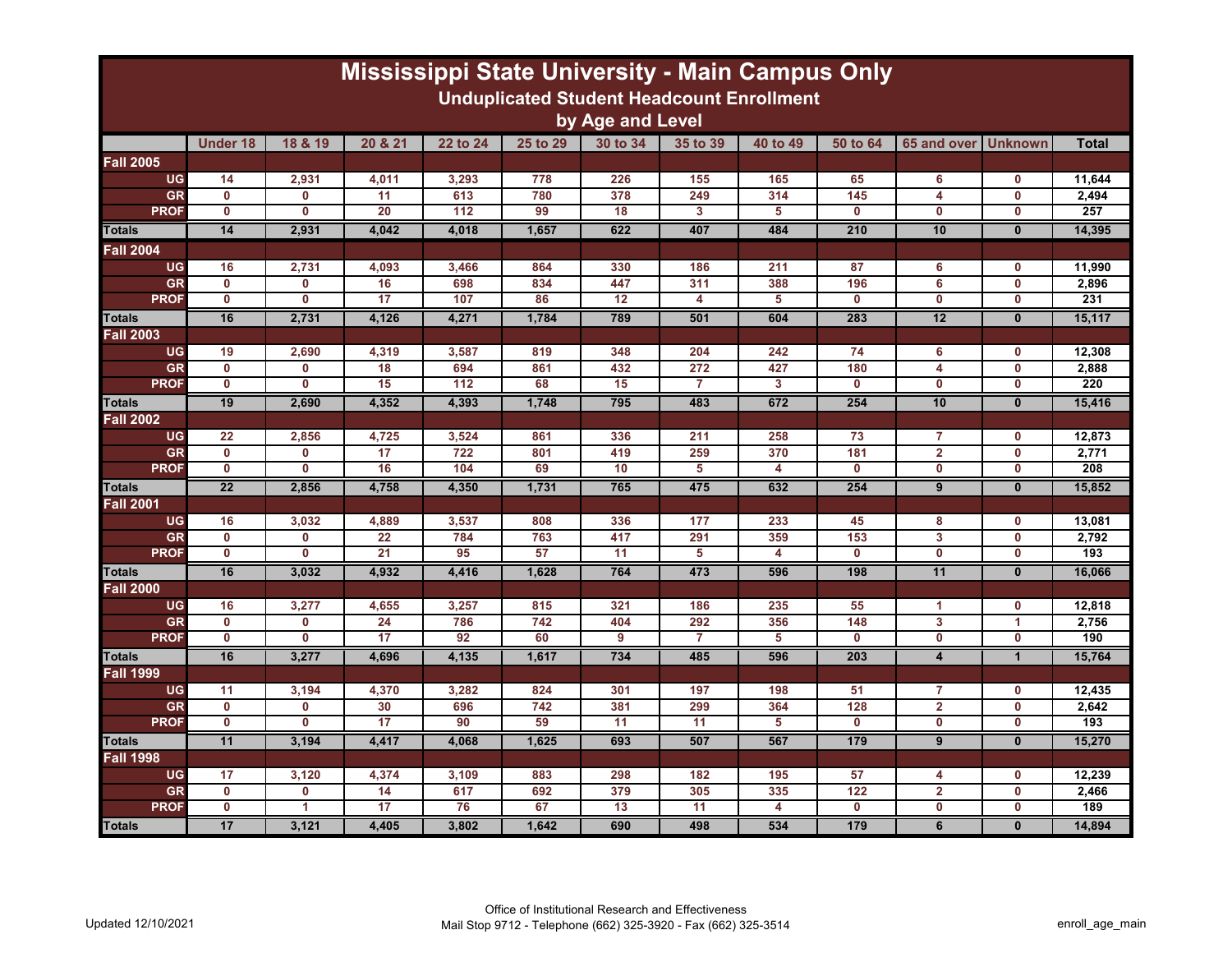# Mississippi State University - Main Campus Only

## Unduplicated Student Headcount Enrollment

## by Age and Level

| | Under 18 | 18 & 19 | 20 & 21 | 22 to 24 | 25 to 29 | 30 to 34 | 35 to 39 | 40 to 49 | 50 to 64 | 65 and over | Unknown | Total |
|---|---|---|---|---|---|---|---|---|---|---|---|---|
| **Fall 2005** | | | | | | | | | | | | |
| UG | 14 | 2,931 | 4,011 | 3,293 | 778 | 226 | 155 | 165 | 65 | 6 | 0 | 11,644 |
| GR | 0 | 0 | 11 | 613 | 780 | 378 | 249 | 314 | 145 | 4 | 0 | 2,494 |
| PROF | 0 | 0 | 20 | 112 | 99 | 18 | 3 | 5 | 0 | 0 | 0 | 257 |
| **Totals** | 14 | 2,931 | 4,042 | 4,018 | 1,657 | 622 | 407 | 484 | 210 | 10 | 0 | 14,395 |
| **Fall 2004** | | | | | | | | | | | | |
| UG | 16 | 2,731 | 4,093 | 3,466 | 864 | 330 | 186 | 211 | 87 | 6 | 0 | 11,990 |
| GR | 0 | 0 | 16 | 698 | 834 | 447 | 311 | 388 | 196 | 6 | 0 | 2,896 |
| PROF | 0 | 0 | 17 | 107 | 86 | 12 | 4 | 5 | 0 | 0 | 0 | 231 |
| **Totals** | 16 | 2,731 | 4,126 | 4,271 | 1,784 | 789 | 501 | 604 | 283 | 12 | 0 | 15,117 |
| **Fall 2003** | | | | | | | | | | | | |
| UG | 19 | 2,690 | 4,319 | 3,587 | 819 | 348 | 204 | 242 | 74 | 6 | 0 | 12,308 |
| GR | 0 | 0 | 18 | 694 | 861 | 432 | 272 | 427 | 180 | 4 | 0 | 2,888 |
| PROF | 0 | 0 | 15 | 112 | 68 | 15 | 7 | 3 | 0 | 0 | 0 | 220 |
| **Totals** | 19 | 2,690 | 4,352 | 4,393 | 1,748 | 795 | 483 | 672 | 254 | 10 | 0 | 15,416 |
| **Fall 2002** | | | | | | | | | | | | |
| UG | 22 | 2,856 | 4,725 | 3,524 | 861 | 336 | 211 | 258 | 73 | 7 | 0 | 12,873 |
| GR | 0 | 0 | 17 | 722 | 801 | 419 | 259 | 370 | 181 | 2 | 0 | 2,771 |
| PROF | 0 | 0 | 16 | 104 | 69 | 10 | 5 | 4 | 0 | 0 | 0 | 208 |
| **Totals** | 22 | 2,856 | 4,758 | 4,350 | 1,731 | 765 | 475 | 632 | 254 | 9 | 0 | 15,852 |
| **Fall 2001** | | | | | | | | | | | | |
| UG | 16 | 3,032 | 4,889 | 3,537 | 808 | 336 | 177 | 233 | 45 | 8 | 0 | 13,081 |
| GR | 0 | 0 | 22 | 784 | 763 | 417 | 291 | 359 | 153 | 3 | 0 | 2,792 |
| PROF | 0 | 0 | 21 | 95 | 57 | 11 | 5 | 4 | 0 | 0 | 0 | 193 |
| **Totals** | 16 | 3,032 | 4,932 | 4,416 | 1,628 | 764 | 473 | 596 | 198 | 11 | 0 | 16,066 |
| **Fall 2000** | | | | | | | | | | | | |
| UG | 16 | 3,277 | 4,655 | 3,257 | 815 | 321 | 186 | 235 | 55 | 1 | 0 | 12,818 |
| GR | 0 | 0 | 24 | 786 | 742 | 404 | 292 | 356 | 148 | 3 | 1 | 2,756 |
| PROF | 0 | 0 | 17 | 92 | 60 | 9 | 7 | 5 | 0 | 0 | 0 | 190 |
| **Totals** | 16 | 3,277 | 4,696 | 4,135 | 1,617 | 734 | 485 | 596 | 203 | 4 | 1 | 15,764 |
| **Fall 1999** | | | | | | | | | | | | |
| UG | 11 | 3,194 | 4,370 | 3,282 | 824 | 301 | 197 | 198 | 51 | 7 | 0 | 12,435 |
| GR | 0 | 0 | 30 | 696 | 742 | 381 | 299 | 364 | 128 | 2 | 0 | 2,642 |
| PROF | 0 | 0 | 17 | 90 | 59 | 11 | 11 | 5 | 0 | 0 | 0 | 193 |
| **Totals** | 11 | 3,194 | 4,417 | 4,068 | 1,625 | 693 | 507 | 567 | 179 | 9 | 0 | 15,270 |
| **Fall 1998** | | | | | | | | | | | | |
| UG | 17 | 3,120 | 4,374 | 3,109 | 883 | 298 | 182 | 195 | 57 | 4 | 0 | 12,239 |
| GR | 0 | 0 | 14 | 617 | 692 | 379 | 305 | 335 | 122 | 2 | 0 | 2,466 |
| PROF | 0 | 1 | 17 | 76 | 67 | 13 | 11 | 4 | 0 | 0 | 0 | 189 |
| **Totals** | 17 | 3,121 | 4,405 | 3,802 | 1,642 | 690 | 498 | 534 | 179 | 6 | 0 | 14,894 |

Updated 12/10/2021

Office of Institutional Research and Effectiveness
Mail Stop 9712 - Telephone (662) 325-3920 - Fax (662) 325-3514

enroll_age_main